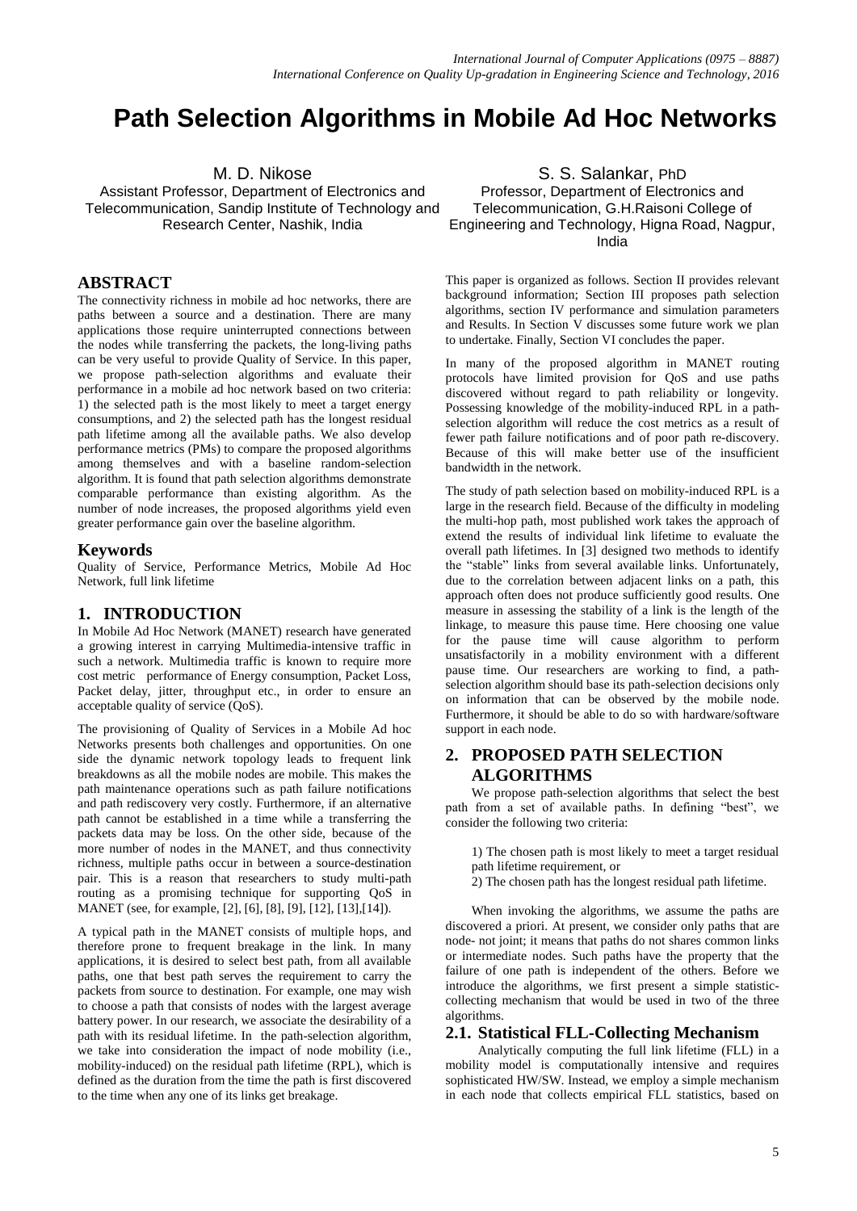# Path Selection Algorithms in Mobile Ad Hoc Networks

M. D. Nikose
Assistant Professor, Department of Electronics and Telecommunication, Sandip Institute of Technology and Research Center, Nashik, India

S. S. Salankar, PhD
Professor, Department of Electronics and Telecommunication, G.H.Raisoni College of Engineering and Technology, Higna Road, Nagpur, India

## ABSTRACT

The connectivity richness in mobile ad hoc networks, there are paths between a source and a destination. There are many applications those require uninterrupted connections between the nodes while transferring the packets, the long-living paths can be very useful to provide Quality of Service. In this paper, we propose path-selection algorithms and evaluate their performance in a mobile ad hoc network based on two criteria: 1) the selected path is the most likely to meet a target energy consumptions, and 2) the selected path has the longest residual path lifetime among all the available paths. We also develop performance metrics (PMs) to compare the proposed algorithms among themselves and with a baseline random-selection algorithm. It is found that path selection algorithms demonstrate comparable performance than existing algorithm. As the number of node increases, the proposed algorithms yield even greater performance gain over the baseline algorithm.

## Keywords

Quality of Service, Performance Metrics, Mobile Ad Hoc Network, full link lifetime

## 1. INTRODUCTION

In Mobile Ad Hoc Network (MANET) research have generated a growing interest in carrying Multimedia-intensive traffic in such a network. Multimedia traffic is known to require more cost metric performance of Energy consumption, Packet Loss, Packet delay, jitter, throughput etc., in order to ensure an acceptable quality of service (QoS).

The provisioning of Quality of Services in a Mobile Ad hoc Networks presents both challenges and opportunities. On one side the dynamic network topology leads to frequent link breakdowns as all the mobile nodes are mobile. This makes the path maintenance operations such as path failure notifications and path rediscovery very costly. Furthermore, if an alternative path cannot be established in a time while a transferring the packets data may be loss. On the other side, because of the more number of nodes in the MANET, and thus connectivity richness, multiple paths occur in between a source-destination pair. This is a reason that researchers to study multi-path routing as a promising technique for supporting QoS in MANET (see, for example, [2], [6], [8], [9], [12], [13],[14]).

A typical path in the MANET consists of multiple hops, and therefore prone to frequent breakage in the link. In many applications, it is desired to select best path, from all available paths, one that best path serves the requirement to carry the packets from source to destination. For example, one may wish to choose a path that consists of nodes with the largest average battery power. In our research, we associate the desirability of a path with its residual lifetime. In the path-selection algorithm, we take into consideration the impact of node mobility (i.e., mobility-induced) on the residual path lifetime (RPL), which is defined as the duration from the time the path is first discovered to the time when any one of its links get breakage.

This paper is organized as follows. Section II provides relevant background information; Section III proposes path selection algorithms, section IV performance and simulation parameters and Results. In Section V discusses some future work we plan to undertake. Finally, Section VI concludes the paper.

In many of the proposed algorithm in MANET routing protocols have limited provision for QoS and use paths discovered without regard to path reliability or longevity. Possessing knowledge of the mobility-induced RPL in a path-selection algorithm will reduce the cost metrics as a result of fewer path failure notifications and of poor path re-discovery. Because of this will make better use of the insufficient bandwidth in the network.

The study of path selection based on mobility-induced RPL is a large in the research field. Because of the difficulty in modeling the multi-hop path, most published work takes the approach of extend the results of individual link lifetime to evaluate the overall path lifetimes. In [3] designed two methods to identify the "stable" links from several available links. Unfortunately, due to the correlation between adjacent links on a path, this approach often does not produce sufficiently good results. One measure in assessing the stability of a link is the length of the linkage, to measure this pause time. Here choosing one value for the pause time will cause algorithm to perform unsatisfactorily in a mobility environment with a different pause time. Our researchers are working to find, a path-selection algorithm should base its path-selection decisions only on information that can be observed by the mobile node. Furthermore, it should be able to do so with hardware/software support in each node.

## 2. PROPOSED PATH SELECTION ALGORITHMS

We propose path-selection algorithms that select the best path from a set of available paths. In defining "best", we consider the following two criteria:

1) The chosen path is most likely to meet a target residual path lifetime requirement, or
2) The chosen path has the longest residual path lifetime.

When invoking the algorithms, we assume the paths are discovered a priori. At present, we consider only paths that are node- not joint; it means that paths do not shares common links or intermediate nodes. Such paths have the property that the failure of one path is independent of the others. Before we introduce the algorithms, we first present a simple statistic-collecting mechanism that would be used in two of the three algorithms.

### 2.1. Statistical FLL-Collecting Mechanism

Analytically computing the full link lifetime (FLL) in a mobility model is computationally intensive and requires sophisticated HW/SW. Instead, we employ a simple mechanism in each node that collects empirical FLL statistics, based on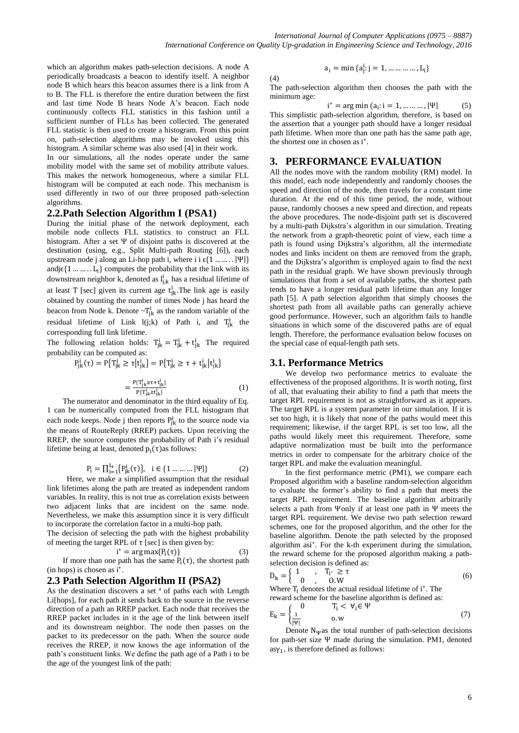which an algorithm makes path-selection decisions. A node A periodically broadcasts a beacon to identify itself. A neighbor node B which hears this beacon assumes there is a link from A to B. The FLL is therefore the entire duration between the first and last time Node B hears Node A's beacon. Each node continuously collects FLL statistics in this fashion until a sufficient number of FLLs has been collected. The generated FLL statistic is then used to create a histogram. From this point on, path-selection algorithms may be invoked using this histogram. A similar scheme was also used [4] in their work.

In our simulations, all the nodes operate under the same mobility model with the same set of mobility attribute values. This makes the network homogeneous, where a similar FLL histogram will be computed at each node. This mechanism is used differently in two of our three proposed path-selection algorithms.

## 2.2.Path Selection Algorithm I (PSA1)

During the initial phase of the network deployment, each mobile node collects FLL statistics to construct an FLL histogram. After a set Ψ of disjoint paths is discovered at the destination (using, e.g., Split Multi-path Routing [6]), each upstream node j along an Li-hop path i, where i i $\varepsilon\{1 \ldots\ldots|\Psi|\}$ and $j\epsilon\{1 \ldots\ldots L_i\}$ computes the probability that the link with its downstream neighbor k, denoted as $l^i_{j,k}$ has a residual lifetime of at least T [sec] given its current age $t^i_{jk}$.The link age is easily obtained by counting the number of times Node j has heard the beacon from Node k. Denote $\sim T^i_{jk}$ as the random variable of the residual lifetime of Link l(j;k) of Path i, and $T^i_{jk}$ the corresponding full link lifetime.

The following relation holds: $T^i_{jk} = T^i_{jk} + t^i_{jk}$ The required probability can be computed as:

$$P^i_{jk}(\tau) = P\{T^i_{jk} \geq \tau | t^i_{jk}\} = P\{T^i_{jk} \geq \tau + t^i_{jk} | t^i_{jk}\}$$

$$= \frac{P\{T^i_{jk} \geq \tau + t^i_{jk}\}}{P\{T^i_{jk} \geq t^i_{jk}\}} \quad (1)$$

The numerator and denominator in the third equality of Eq. 1 can be numerically computed from the FLL histogram that each node keeps. Node j then reports $P^i_{jk}$ to the source node via the means of RouteReply (RREP) packets. Upon receiving the RREP, the source computes the probability of Path i's residual lifetime being at least, denoted $p_i(\tau)$as follows:

$$P_i = \prod_{i=1}^{L_i}\{P^i_{jk}(\tau)\}, \quad i \in \{1 \ldots\ldots |\Psi|\} \quad (2)$$

Here, we make a simplified assumption that the residual link lifetimes along the path are treated as independent random variables. In reality, this is not true as correlation exists between two adjacent links that are incident on the same node. Nevertheless, we make this assumption since it is very difficult to incorporate the correlation factor in a multi-hop path.

The decision of selecting the path with the highest probability of meeting the target RPL of τ [sec] is then given by:

$$i^* = \arg\max\{P_i(\tau)\} \quad (3)$$

If more than one path has the same $P_i(\tau)$, the shortest path (in hops) is chosen as $i^*$.

## 2.3 Path Selection Algorithm II (PSA2)

As the destination discovers a set $^a$ of paths each with Length Li[hops], for each path it sends back to the source in the reverse direction of a path an RREP packet. Each node that receives the RREP packet includes in it the age of the link between itself and its downstream neighbor. The node then passes on the packet to its predecessor on the path. When the source node receives the RREP, it now knows the age information of the path's constituent links. We define the path age of a Path i to be the age of the youngest link of the path:

$$a_i = \min\{a^i_j : j = 1, \ldots\ldots\ldots, L_i\}$$

(4)

The path-selection algorithm then chooses the path with the minimum age:

$$i^* = \arg\min(a_i : i = 1, \ldots\ldots\ldots, |\Psi| \quad (5)$$

This simplistic path-selection algorithm, therefore, is based on the assertion that a younger path should have a longer residual path lifetime. When more than one path has the same path age, the shortest one in chosen as $i^*$.

# 3. PERFORMANCE EVALUATION

All the nodes move with the random mobility (RM) model. In this model, each node independently and randomly chooses the speed and direction of the node, then travels for a constant time duration. At the end of this time period, the node, without pause, randomly chooses a new speed and direction, and repeats the above procedures. The node-disjoint path set is discovered by a multi-path Dijkstra's algorithm in our simulation. Treating the network from a graph-theoretic point of view, each time a path is found using Dijkstra's algorithm, all the intermediate nodes and links incident on them are removed from the graph, and the Dijkstra's algorithm is employed again to find the next path in the residual graph. We have shown previously through simulations that from a set of available paths, the shortest path tends to have a longer residual path lifetime than any longer path [5]. A path selection algorithm that simply chooses the shortest path from all available paths can generally achieve good performance. However, such an algorithm fails to handle situations in which some of the discovered paths are of equal length. Therefore, the performance evaluation below focuses on the special case of equal-length path sets.

## 3.1. Performance Metrics

We develop two performance metrics to evaluate the effectiveness of the proposed algorithms. It is worth noting, first of all, that evaluating their ability to find a path that meets the target RPL requirement is not as straightforward as it appears. The target RPL is a system parameter in our simulation. If it is set too high, it is likely that none of the paths would meet this requirement; likewise, if the target RPL is set too low, all the paths would likely meet this requirement. Therefore, some adaptive normalization must be built into the performance metrics in order to compensate for the arbitrary choice of the target RPL and make the evaluation meaningful.

In the first performance metric (PM1), we compare each Proposed algorithm with a baseline random-selection algorithm to evaluate the former's ability to find a path that meets the target RPL requirement. The baseline algorithm arbitrarily selects a path from Ψonly if at least one path in Ψ meets the target RPL requirement. We devise two path selection reward schemes, one for the proposed algorithm, and the other for the baseline algorithm. Denote the path selected by the proposed algorithm as$i^*$. For the k-th experiment during the simulation, the reward scheme for the proposed algorithm making a path-selection decision is defined as:

$$D_k = \begin{cases} 1 & , \quad T_{i^*} \geq \tau \\ 0 & , \quad O.W \end{cases} \quad (6)$$

Where $T_i$ denotes the actual residual lifetime of $i^*$. The reward scheme for the baseline algorithm is defined as:

$$E_k = \begin{cases} 0 & T_i < \ \forall_i \in \Psi \\ \frac{1}{|\Psi|} & \text{o.W} \end{cases} \quad (7)$$

Denote $N_\Psi$as the total number of path-selection decisions for path-set size Ψ made during the simulation. PM1, denoted as$\gamma_1$, is therefore defined as follows: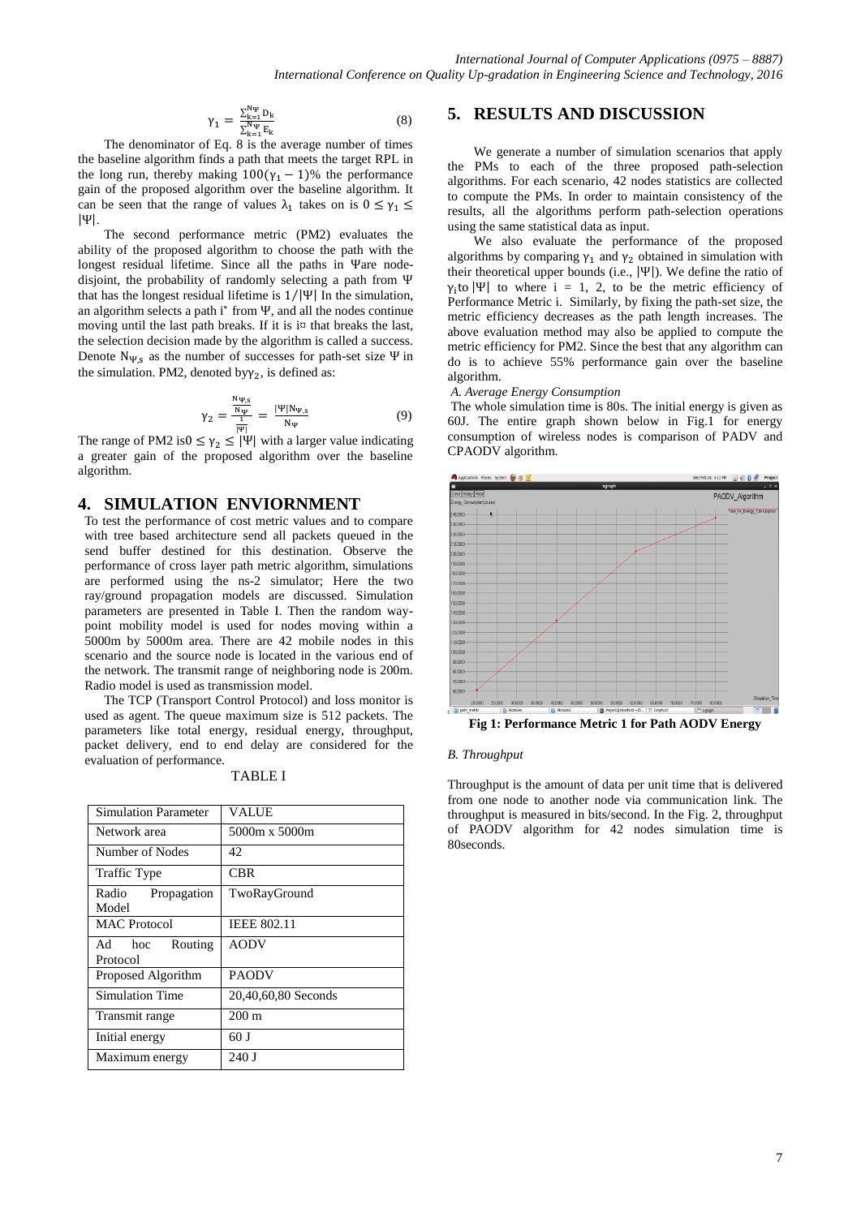$$\gamma_1 = \frac{\sum_{k=1}^{N_\Psi} D_k}{\sum_{k=1}^{N_\Psi} E_k} \quad (8)$$

The denominator of Eq. 8 is the average number of times the baseline algorithm finds a path that meets the target RPL in the long run, thereby making $100(\gamma_1 - 1)\%$ the performance gain of the proposed algorithm over the baseline algorithm. It can be seen that the range of values $\lambda_1$ takes on is $0 \leq \gamma_1 \leq |\Psi|$.

The second performance metric (PM2) evaluates the ability of the proposed algorithm to choose the path with the longest residual lifetime. Since all the paths in Ψare node-disjoint, the probability of randomly selecting a path from Ψ that has the longest residual lifetime is $1/|\Psi|$ In the simulation, an algorithm selects a path $i^*$ from Ψ, and all the nodes continue moving until the last path breaks. If it is i¤ that breaks the last, the selection decision made by the algorithm is called a success. Denote $N_{\Psi,s}$ as the number of successes for path-set size Ψ in the simulation. PM2, denoted by$\gamma_2$, is defined as:

$$\gamma_2 = \frac{\frac{N_{\Psi,s}}{N_\Psi}}{\frac{1}{|\Psi|}} = \frac{|\Psi| N_{\Psi,s}}{N_\Psi} \quad (9)$$

The range of PM2 is$0 \leq \gamma_2 \leq |\Psi|$ with a larger value indicating a greater gain of the proposed algorithm over the baseline algorithm.

## 4. SIMULATION ENVIORNMENT

To test the performance of cost metric values and to compare with tree based architecture send all packets queued in the send buffer destined for this destination. Observe the performance of cross layer path metric algorithm, simulations are performed using the ns-2 simulator; Here the two ray/ground propagation models are discussed. Simulation parameters are presented in Table I. Then the random way-point mobility model is used for nodes moving within a 5000m by 5000m area. There are 42 mobile nodes in this scenario and the source node is located in the various end of the network. The transmit range of neighboring node is 200m. Radio model is used as transmission model.

The TCP (Transport Control Protocol) and loss monitor is used as agent. The queue maximum size is 512 packets. The parameters like total energy, residual energy, throughput, packet delivery, end to end delay are considered for the evaluation of performance.

TABLE I

| Simulation Parameter | VALUE |
|---|---|
| Network area | 5000m x 5000m |
| Number of Nodes | 42 |
| Traffic Type | CBR |
| Radio Propagation Model | TwoRayGround |
| MAC Protocol | IEEE 802.11 |
| Ad hoc Routing Protocol | AODV |
| Proposed Algorithm | PAODV |
| Simulation Time | 20,40,60,80 Seconds |
| Transmit range | 200 m |
| Initial energy | 60 J |
| Maximum energy | 240 J |

## 5. RESULTS AND DISCUSSION

We generate a number of simulation scenarios that apply the PMs to each of the three proposed path-selection algorithms. For each scenario, 42 nodes statistics are collected to compute the PMs. In order to maintain consistency of the results, all the algorithms perform path-selection operations using the same statistical data as input.

We also evaluate the performance of the proposed algorithms by comparing $\gamma_1$ and $\gamma_2$ obtained in simulation with their theoretical upper bounds (i.e., $|\Psi|$). We define the ratio of $\gamma_i$to $|\Psi|$ to where i = 1, 2, to be the metric efficiency of Performance Metric i. Similarly, by fixing the path-set size, the metric efficiency decreases as the path length increases. The above evaluation method may also be applied to compute the metric efficiency for PM2. Since the best that any algorithm can do is to achieve 55% performance gain over the baseline algorithm.

*A. Average Energy Consumption*

The whole simulation time is 80s. The initial energy is given as 60J. The entire graph shown below in Fig.1 for energy consumption of wireless nodes is comparison of PADV and CPAODV algorithm.

**Fig 1: Performance Metric 1 for Path AODV Energy**

*B. Throughput*

Throughput is the amount of data per unit time that is delivered from one node to another node via communication link. The throughput is measured in bits/second. In the Fig. 2, throughput of PAODV algorithm for 42 nodes simulation time is 80seconds.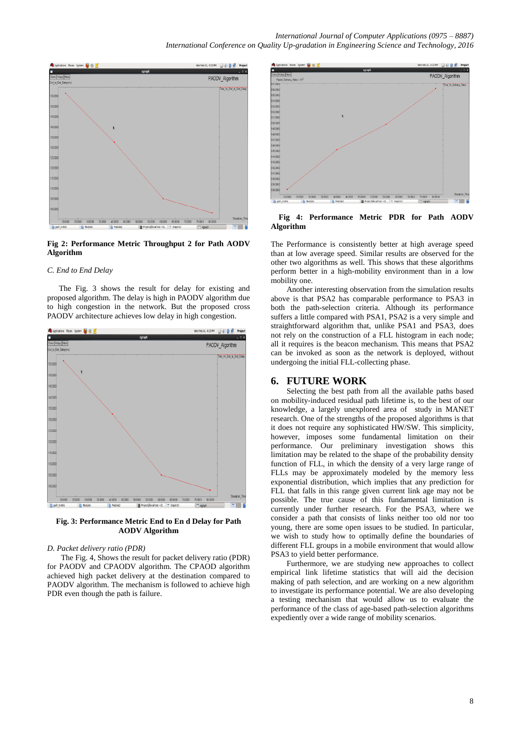**Fig 2: Performance Metric Throughput 2 for Path AODV Algorithm**

*C. End to End Delay*

The Fig. 3 shows the result for delay for existing and proposed algorithm. The delay is high in PAODV algorithm due to high congestion in the network. But the proposed cross PAODV architecture achieves low delay in high congestion.

**Fig. 3: Performance Metric End to En d Delay for Path AODV Algorithm**

*D. Packet delivery ratio (PDR)*

The Fig. 4, Shows the result for packet delivery ratio (PDR) for PAODV and CPAODV algorithm. The CPAOD algorithm achieved high packet delivery at the destination compared to PAODV algorithm. The mechanism is followed to achieve high PDR even though the path is failure.

**Fig 4: Performance Metric PDR for Path AODV Algorithm**

The Performance is consistently better at high average speed than at low average speed. Similar results are observed for the other two algorithms as well. This shows that these algorithms perform better in a high-mobility environment than in a low mobility one.

Another interesting observation from the simulation results above is that PSA2 has comparable performance to PSA3 in both the path-selection criteria. Although its performance suffers a little compared with PSA1, PSA2 is a very simple and straightforward algorithm that, unlike PSA1 and PSA3, does not rely on the construction of a FLL histogram in each node; all it requires is the beacon mechanism. This means that PSA2 can be invoked as soon as the network is deployed, without undergoing the initial FLL-collecting phase.

## 6. FUTURE WORK

Selecting the best path from all the available paths based on mobility-induced residual path lifetime is, to the best of our knowledge, a largely unexplored area of study in MANET research. One of the strengths of the proposed algorithms is that it does not require any sophisticated HW/SW. This simplicity, however, imposes some fundamental limitation on their performance. Our preliminary investigation shows this limitation may be related to the shape of the probability density function of FLL, in which the density of a very large range of FLLs may be approximately modeled by the memory less exponential distribution, which implies that any prediction for FLL that falls in this range given current link age may not be possible. The true cause of this fundamental limitation is currently under further research. For the PSA3, where we consider a path that consists of links neither too old nor too young, there are some open issues to be studied. In particular, we wish to study how to optimally define the boundaries of different FLL groups in a mobile environment that would allow PSA3 to yield better performance.

Furthermore, we are studying new approaches to collect empirical link lifetime statistics that will aid the decision making of path selection, and are working on a new algorithm to investigate its performance potential. We are also developing a testing mechanism that would allow us to evaluate the performance of the class of age-based path-selection algorithms expediently over a wide range of mobility scenarios.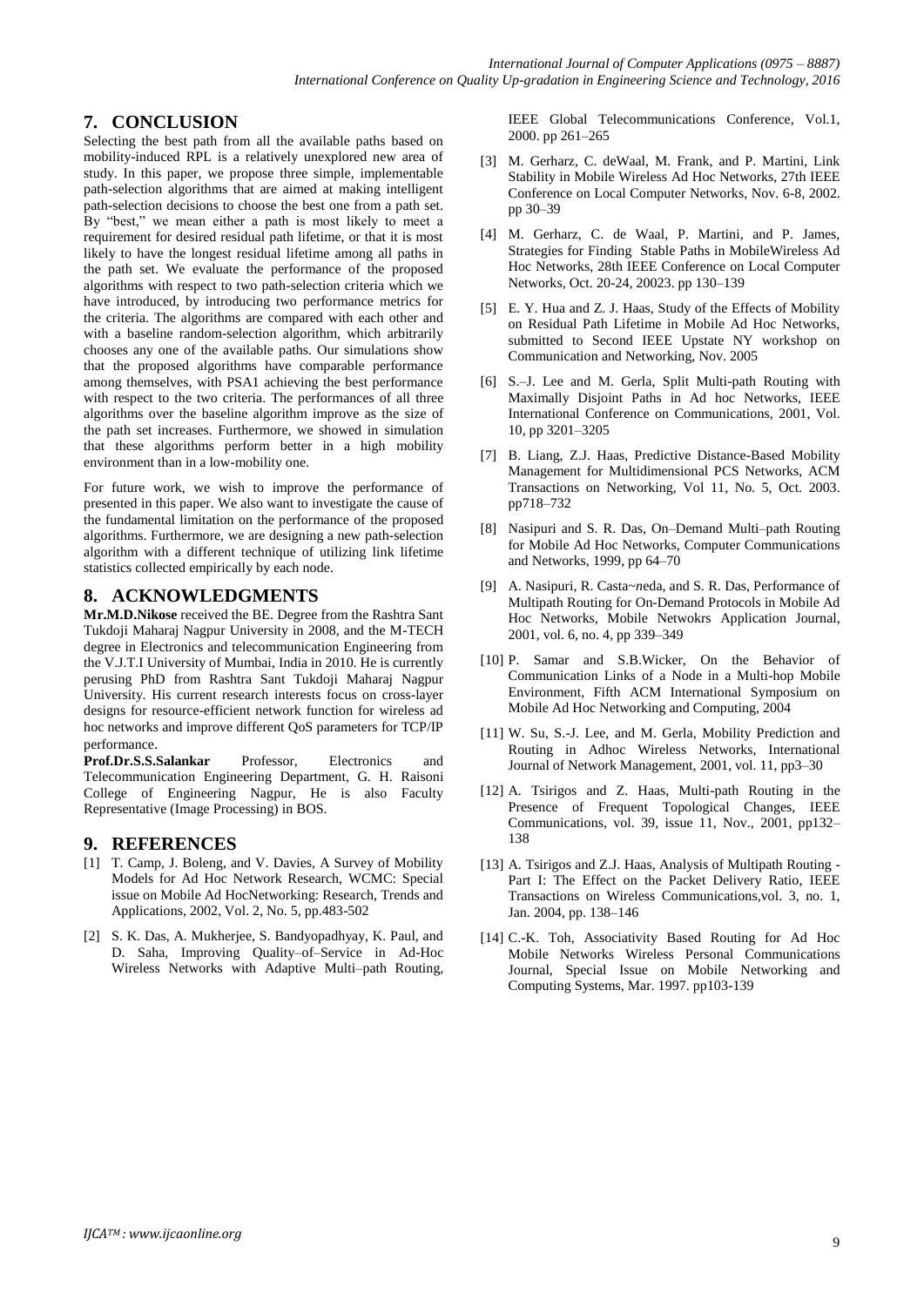## 7. CONCLUSION

Selecting the best path from all the available paths based on mobility-induced RPL is a relatively unexplored new area of study. In this paper, we propose three simple, implementable path-selection algorithms that are aimed at making intelligent path-selection decisions to choose the best one from a path set. By "best," we mean either a path is most likely to meet a requirement for desired residual path lifetime, or that it is most likely to have the longest residual lifetime among all paths in the path set. We evaluate the performance of the proposed algorithms with respect to two path-selection criteria which we have introduced, by introducing two performance metrics for the criteria. The algorithms are compared with each other and with a baseline random-selection algorithm, which arbitrarily chooses any one of the available paths. Our simulations show that the proposed algorithms have comparable performance among themselves, with PSA1 achieving the best performance with respect to the two criteria. The performances of all three algorithms over the baseline algorithm improve as the size of the path set increases. Furthermore, we showed in simulation that these algorithms perform better in a high mobility environment than in a low-mobility one.

For future work, we wish to improve the performance of presented in this paper. We also want to investigate the cause of the fundamental limitation on the performance of the proposed algorithms. Furthermore, we are designing a new path-selection algorithm with a different technique of utilizing link lifetime statistics collected empirically by each node.

## 8. ACKNOWLEDGMENTS

**Mr.M.D.Nikose** received the BE. Degree from the Rashtra Sant Tukdoji Maharaj Nagpur University in 2008, and the M-TECH degree in Electronics and telecommunication Engineering from the V.J.T.I University of Mumbai, India in 2010. He is currently perusing PhD from Rashtra Sant Tukdoji Maharaj Nagpur University. His current research interests focus on cross-layer designs for resource-efficient network function for wireless ad hoc networks and improve different QoS parameters for TCP/IP performance.

**Prof.Dr.S.S.Salankar** Professor, Electronics and Telecommunication Engineering Department, G. H. Raisoni College of Engineering Nagpur, He is also Faculty Representative (Image Processing) in BOS.

## 9. REFERENCES

[1] T. Camp, J. Boleng, and V. Davies, A Survey of Mobility Models for Ad Hoc Network Research, WCMC: Special issue on Mobile Ad HocNetworking: Research, Trends and Applications, 2002, Vol. 2, No. 5, pp.483-502

[2] S. K. Das, A. Mukherjee, S. Bandyopadhyay, K. Paul, and D. Saha, Improving Quality–of–Service in Ad-Hoc Wireless Networks with Adaptive Multi–path Routing, IEEE Global Telecommunications Conference, Vol.1, 2000. pp 261–265

[3] M. Gerharz, C. deWaal, M. Frank, and P. Martini, Link Stability in Mobile Wireless Ad Hoc Networks, 27th IEEE Conference on Local Computer Networks, Nov. 6-8, 2002. pp 30–39

[4] M. Gerharz, C. de Waal, P. Martini, and P. James, Strategies for Finding Stable Paths in MobileWireless Ad Hoc Networks, 28th IEEE Conference on Local Computer Networks, Oct. 20-24, 20023. pp 130–139

[5] E. Y. Hua and Z. J. Haas, Study of the Effects of Mobility on Residual Path Lifetime in Mobile Ad Hoc Networks, submitted to Second IEEE Upstate NY workshop on Communication and Networking, Nov. 2005

[6] S.–J. Lee and M. Gerla, Split Multi-path Routing with Maximally Disjoint Paths in Ad hoc Networks, IEEE International Conference on Communications, 2001, Vol. 10, pp 3201–3205

[7] B. Liang, Z.J. Haas, Predictive Distance-Based Mobility Management for Multidimensional PCS Networks, ACM Transactions on Networking, Vol 11, No. 5, Oct. 2003. pp718–732

[8] Nasipuri and S. R. Das, On–Demand Multi–path Routing for Mobile Ad Hoc Networks, Computer Communications and Networks, 1999, pp 64–70

[9] A. Nasipuri, R. Casta~neda, and S. R. Das, Performance of Multipath Routing for On-Demand Protocols in Mobile Ad Hoc Networks, Mobile Netwokrs Application Journal, 2001, vol. 6, no. 4, pp 339–349

[10] P. Samar and S.B.Wicker, On the Behavior of Communication Links of a Node in a Multi-hop Mobile Environment, Fifth ACM International Symposium on Mobile Ad Hoc Networking and Computing, 2004

[11] W. Su, S.-J. Lee, and M. Gerla, Mobility Prediction and Routing in Adhoc Wireless Networks, International Journal of Network Management, 2001, vol. 11, pp3–30

[12] A. Tsirigos and Z. Haas, Multi-path Routing in the Presence of Frequent Topological Changes, IEEE Communications, vol. 39, issue 11, Nov., 2001, pp132–138

[13] A. Tsirigos and Z.J. Haas, Analysis of Multipath Routing - Part I: The Effect on the Packet Delivery Ratio, IEEE Transactions on Wireless Communications,vol. 3, no. 1, Jan. 2004, pp. 138–146

[14] C.-K. Toh, Associativity Based Routing for Ad Hoc Mobile Networks Wireless Personal Communications Journal, Special Issue on Mobile Networking and Computing Systems, Mar. 1997. pp103-139